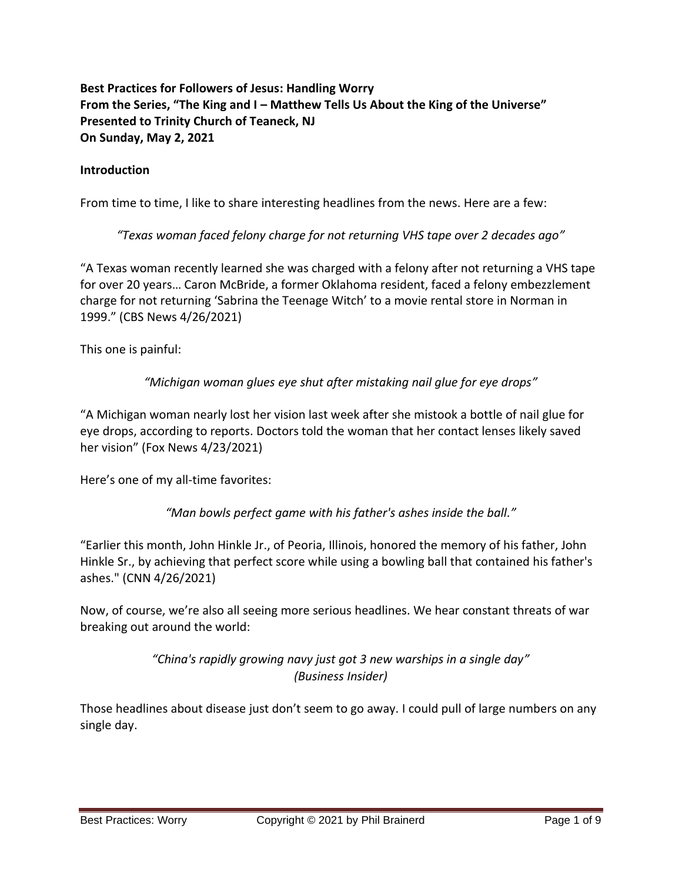**Best Practices for Followers of Jesus: Handling Worry**
**From the Series, "The King and I – Matthew Tells Us About the King of the Universe"**
**Presented to Trinity Church of Teaneck, NJ**
**On Sunday, May 2, 2021**

## Introduction

From time to time, I like to share interesting headlines from the news. Here are a few:

*"Texas woman faced felony charge for not returning VHS tape over 2 decades ago"*

"A Texas woman recently learned she was charged with a felony after not returning a VHS tape for over 20 years… Caron McBride, a former Oklahoma resident, faced a felony embezzlement charge for not returning 'Sabrina the Teenage Witch' to a movie rental store in Norman in 1999." (CBS News 4/26/2021)

This one is painful:

*"Michigan woman glues eye shut after mistaking nail glue for eye drops"*

"A Michigan woman nearly lost her vision last week after she mistook a bottle of nail glue for eye drops, according to reports. Doctors told the woman that her contact lenses likely saved her vision" (Fox News 4/23/2021)

Here's one of my all-time favorites:

*"Man bowls perfect game with his father's ashes inside the ball."*

"Earlier this month, John Hinkle Jr., of Peoria, Illinois, honored the memory of his father, John Hinkle Sr., by achieving that perfect score while using a bowling ball that contained his father's ashes." (CNN 4/26/2021)

Now, of course, we're also all seeing more serious headlines. We hear constant threats of war breaking out around the world:

*"China's rapidly growing navy just got 3 new warships in a single day"*
*(Business Insider)*

Those headlines about disease just don't seem to go away. I could pull of large numbers on any single day.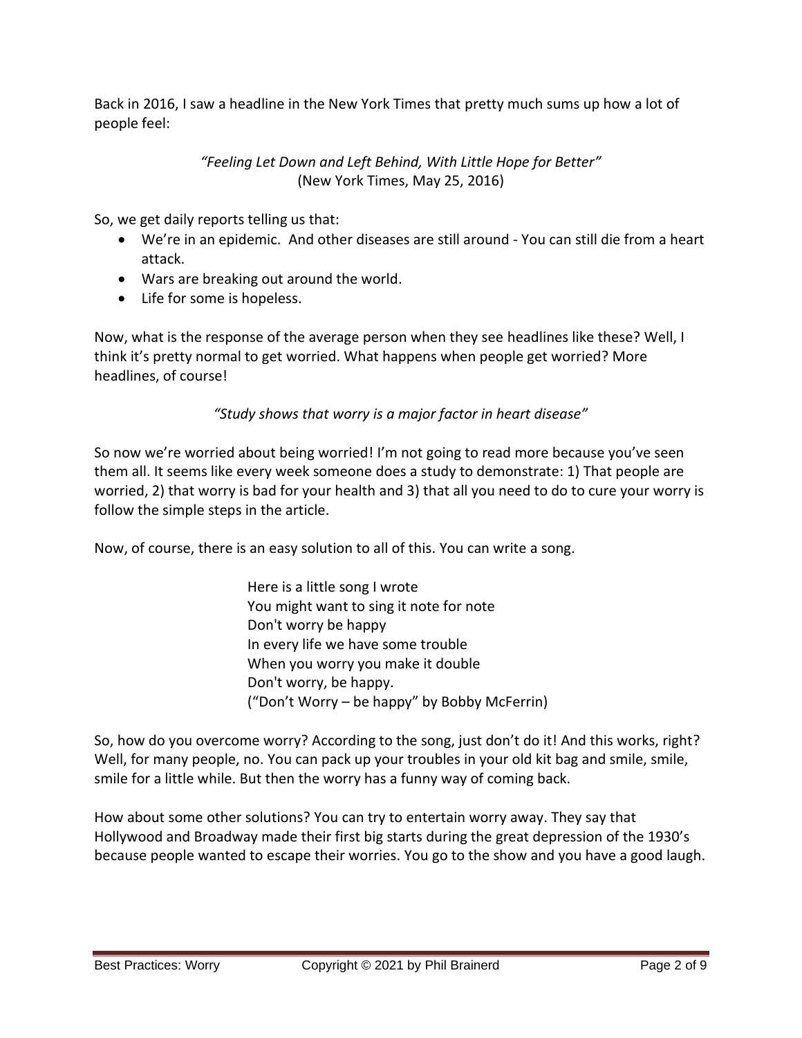Back in 2016, I saw a headline in the New York Times that pretty much sums up how a lot of people feel:

*"Feeling Let Down and Left Behind, With Little Hope for Better"*
(New York Times, May 25, 2016)

So, we get daily reports telling us that:

- We're in an epidemic. And other diseases are still around - You can still die from a heart attack.
- Wars are breaking out around the world.
- Life for some is hopeless.

Now, what is the response of the average person when they see headlines like these? Well, I think it's pretty normal to get worried. What happens when people get worried? More headlines, of course!

*"Study shows that worry is a major factor in heart disease"*

So now we're worried about being worried! I'm not going to read more because you've seen them all. It seems like every week someone does a study to demonstrate: 1) That people are worried, 2) that worry is bad for your health and 3) that all you need to do to cure your worry is follow the simple steps in the article.

Now, of course, there is an easy solution to all of this. You can write a song.

Here is a little song I wrote
You might want to sing it note for note
Don't worry be happy
In every life we have some trouble
When you worry you make it double
Don't worry, be happy.
("Don't Worry – be happy" by Bobby McFerrin)

So, how do you overcome worry? According to the song, just don't do it! And this works, right? Well, for many people, no. You can pack up your troubles in your old kit bag and smile, smile, smile for a little while. But then the worry has a funny way of coming back.

How about some other solutions? You can try to entertain worry away. They say that Hollywood and Broadway made their first big starts during the great depression of the 1930's because people wanted to escape their worries. You go to the show and you have a good laugh.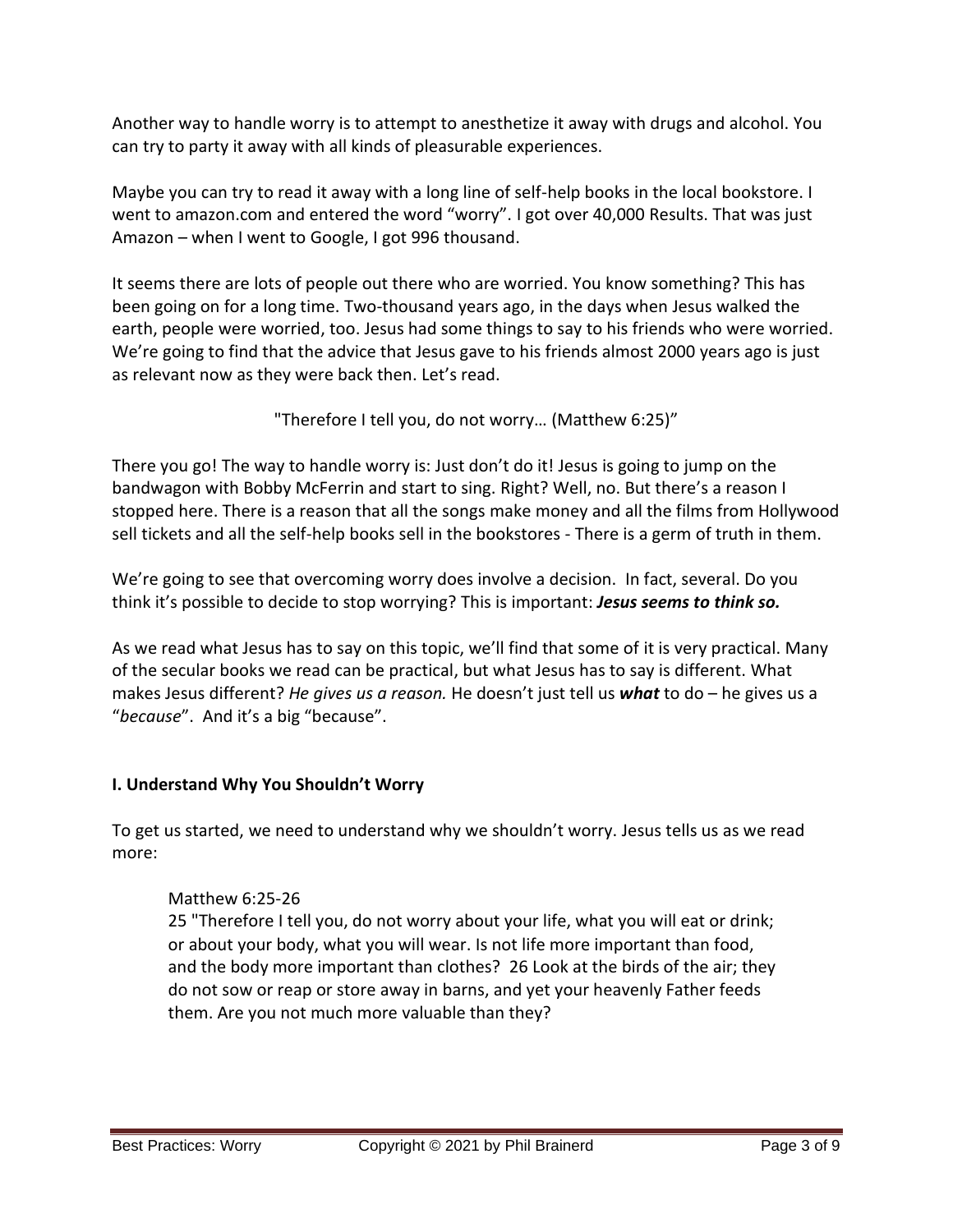Another way to handle worry is to attempt to anesthetize it away with drugs and alcohol. You can try to party it away with all kinds of pleasurable experiences.

Maybe you can try to read it away with a long line of self-help books in the local bookstore. I went to amazon.com and entered the word "worry". I got over 40,000 Results. That was just Amazon – when I went to Google, I got 996 thousand.

It seems there are lots of people out there who are worried. You know something? This has been going on for a long time. Two-thousand years ago, in the days when Jesus walked the earth, people were worried, too. Jesus had some things to say to his friends who were worried. We're going to find that the advice that Jesus gave to his friends almost 2000 years ago is just as relevant now as they were back then. Let's read.

"Therefore I tell you, do not worry… (Matthew 6:25)"

There you go! The way to handle worry is: Just don't do it! Jesus is going to jump on the bandwagon with Bobby McFerrin and start to sing. Right? Well, no. But there's a reason I stopped here. There is a reason that all the songs make money and all the films from Hollywood sell tickets and all the self-help books sell in the bookstores - There is a germ of truth in them.

We're going to see that overcoming worry does involve a decision. In fact, several. Do you think it's possible to decide to stop worrying? This is important: ***Jesus seems to think so.***

As we read what Jesus has to say on this topic, we'll find that some of it is very practical. Many of the secular books we read can be practical, but what Jesus has to say is different. What makes Jesus different? *He gives us a reason.* He doesn't just tell us ***what*** to do – he gives us a "*because*". And it's a big "because".

**I. Understand Why You Shouldn't Worry**

To get us started, we need to understand why we shouldn't worry. Jesus tells us as we read more:

> Matthew 6:25-26
> 25 "Therefore I tell you, do not worry about your life, what you will eat or drink; or about your body, what you will wear. Is not life more important than food, and the body more important than clothes? 26 Look at the birds of the air; they do not sow or reap or store away in barns, and yet your heavenly Father feeds them. Are you not much more valuable than they?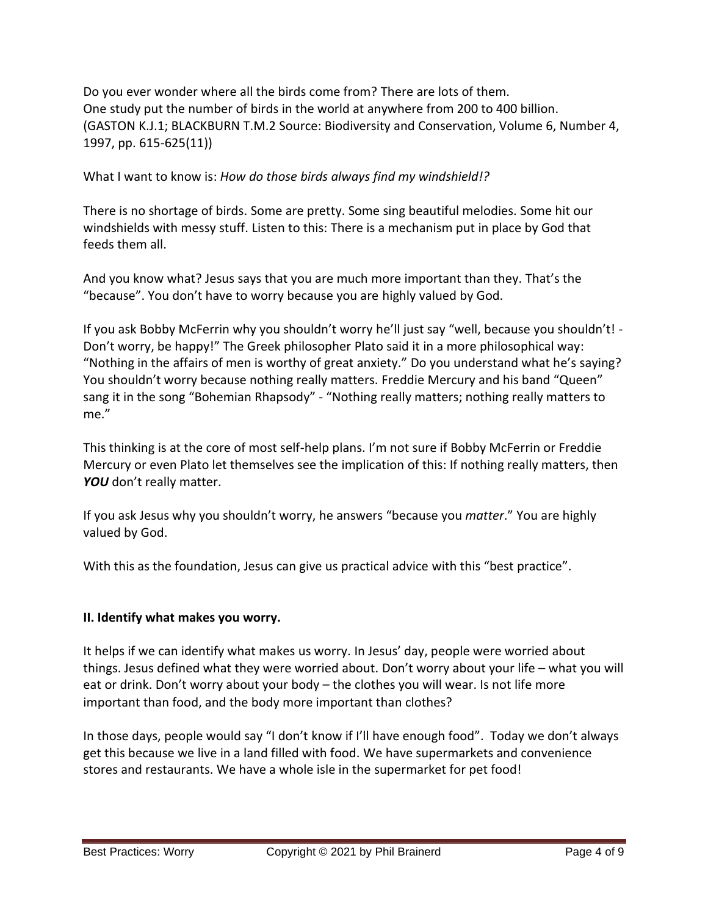Do you ever wonder where all the birds come from? There are lots of them.
One study put the number of birds in the world at anywhere from 200 to 400 billion.
(GASTON K.J.1; BLACKBURN T.M.2 Source: Biodiversity and Conservation, Volume 6, Number 4, 1997, pp. 615-625(11))

What I want to know is: *How do those birds always find my windshield!?*

There is no shortage of birds. Some are pretty. Some sing beautiful melodies. Some hit our windshields with messy stuff. Listen to this: There is a mechanism put in place by God that feeds them all.

And you know what? Jesus says that you are much more important than they. That's the "because". You don't have to worry because you are highly valued by God.

If you ask Bobby McFerrin why you shouldn't worry he'll just say "well, because you shouldn't! - Don't worry, be happy!" The Greek philosopher Plato said it in a more philosophical way: "Nothing in the affairs of men is worthy of great anxiety." Do you understand what he's saying? You shouldn't worry because nothing really matters. Freddie Mercury and his band "Queen" sang it in the song "Bohemian Rhapsody" - "Nothing really matters; nothing really matters to me."

This thinking is at the core of most self-help plans. I'm not sure if Bobby McFerrin or Freddie Mercury or even Plato let themselves see the implication of this: If nothing really matters, then ***YOU*** don't really matter.

If you ask Jesus why you shouldn't worry, he answers "because you *matter*." You are highly valued by God.

With this as the foundation, Jesus can give us practical advice with this "best practice".

**II. Identify what makes you worry.**

It helps if we can identify what makes us worry. In Jesus' day, people were worried about things. Jesus defined what they were worried about. Don't worry about your life – what you will eat or drink. Don't worry about your body – the clothes you will wear. Is not life more important than food, and the body more important than clothes?

In those days, people would say "I don't know if I'll have enough food". Today we don't always get this because we live in a land filled with food. We have supermarkets and convenience stores and restaurants. We have a whole isle in the supermarket for pet food!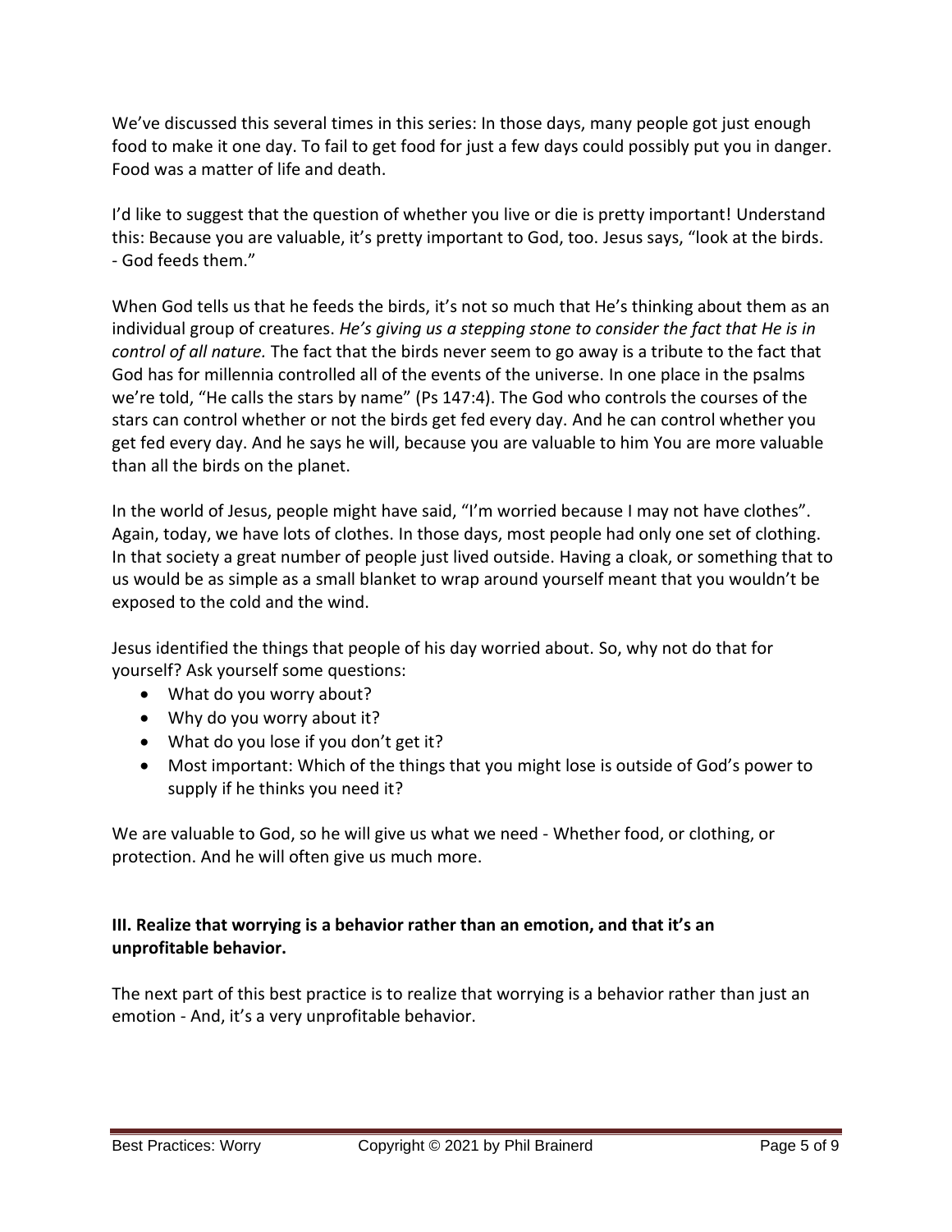We've discussed this several times in this series: In those days, many people got just enough food to make it one day. To fail to get food for just a few days could possibly put you in danger. Food was a matter of life and death.

I'd like to suggest that the question of whether you live or die is pretty important! Understand this: Because you are valuable, it's pretty important to God, too. Jesus says, "look at the birds. - God feeds them."

When God tells us that he feeds the birds, it's not so much that He's thinking about them as an individual group of creatures. *He's giving us a stepping stone to consider the fact that He is in control of all nature.* The fact that the birds never seem to go away is a tribute to the fact that God has for millennia controlled all of the events of the universe. In one place in the psalms we're told, "He calls the stars by name" (Ps 147:4). The God who controls the courses of the stars can control whether or not the birds get fed every day. And he can control whether you get fed every day. And he says he will, because you are valuable to him You are more valuable than all the birds on the planet.

In the world of Jesus, people might have said, "I'm worried because I may not have clothes". Again, today, we have lots of clothes. In those days, most people had only one set of clothing. In that society a great number of people just lived outside. Having a cloak, or something that to us would be as simple as a small blanket to wrap around yourself meant that you wouldn't be exposed to the cold and the wind.

Jesus identified the things that people of his day worried about. So, why not do that for yourself? Ask yourself some questions:

- What do you worry about?
- Why do you worry about it?
- What do you lose if you don't get it?
- Most important: Which of the things that you might lose is outside of God's power to supply if he thinks you need it?

We are valuable to God, so he will give us what we need - Whether food, or clothing, or protection. And he will often give us much more.

**III. Realize that worrying is a behavior rather than an emotion, and that it's an unprofitable behavior.**

The next part of this best practice is to realize that worrying is a behavior rather than just an emotion - And, it's a very unprofitable behavior.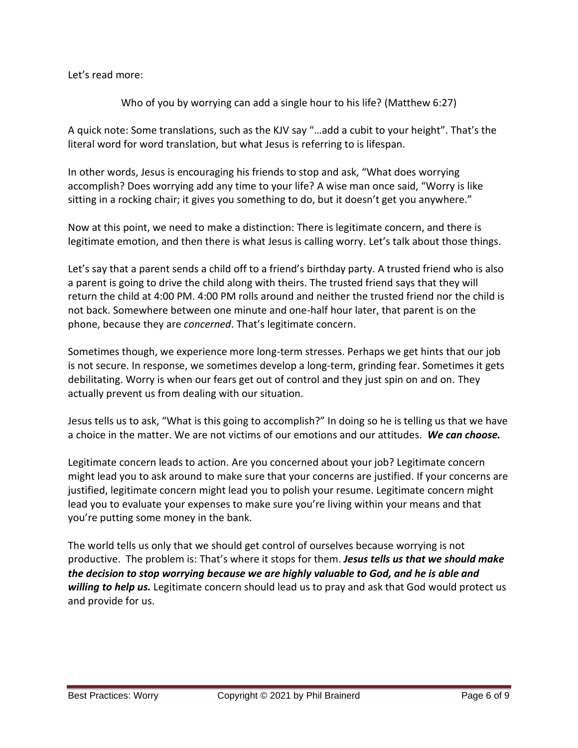Let's read more:

Who of you by worrying can add a single hour to his life? (Matthew 6:27)

A quick note: Some translations, such as the KJV say "…add a cubit to your height". That's the literal word for word translation, but what Jesus is referring to is lifespan.

In other words, Jesus is encouraging his friends to stop and ask, "What does worrying accomplish? Does worrying add any time to your life? A wise man once said, "Worry is like sitting in a rocking chair; it gives you something to do, but it doesn't get you anywhere."

Now at this point, we need to make a distinction: There is legitimate concern, and there is legitimate emotion, and then there is what Jesus is calling worry. Let's talk about those things.

Let's say that a parent sends a child off to a friend's birthday party. A trusted friend who is also a parent is going to drive the child along with theirs. The trusted friend says that they will return the child at 4:00 PM. 4:00 PM rolls around and neither the trusted friend nor the child is not back. Somewhere between one minute and one-half hour later, that parent is on the phone, because they are *concerned*. That's legitimate concern.

Sometimes though, we experience more long-term stresses. Perhaps we get hints that our job is not secure. In response, we sometimes develop a long-term, grinding fear. Sometimes it gets debilitating. Worry is when our fears get out of control and they just spin on and on. They actually prevent us from dealing with our situation.

Jesus tells us to ask, "What is this going to accomplish?" In doing so he is telling us that we have a choice in the matter. We are not victims of our emotions and our attitudes. ***We can choose.***

Legitimate concern leads to action. Are you concerned about your job? Legitimate concern might lead you to ask around to make sure that your concerns are justified. If your concerns are justified, legitimate concern might lead you to polish your resume. Legitimate concern might lead you to evaluate your expenses to make sure you're living within your means and that you're putting some money in the bank.

The world tells us only that we should get control of ourselves because worrying is not productive. The problem is: That's where it stops for them. ***Jesus tells us that we should make the decision to stop worrying because we are highly valuable to God, and he is able and willing to help us.*** Legitimate concern should lead us to pray and ask that God would protect us and provide for us.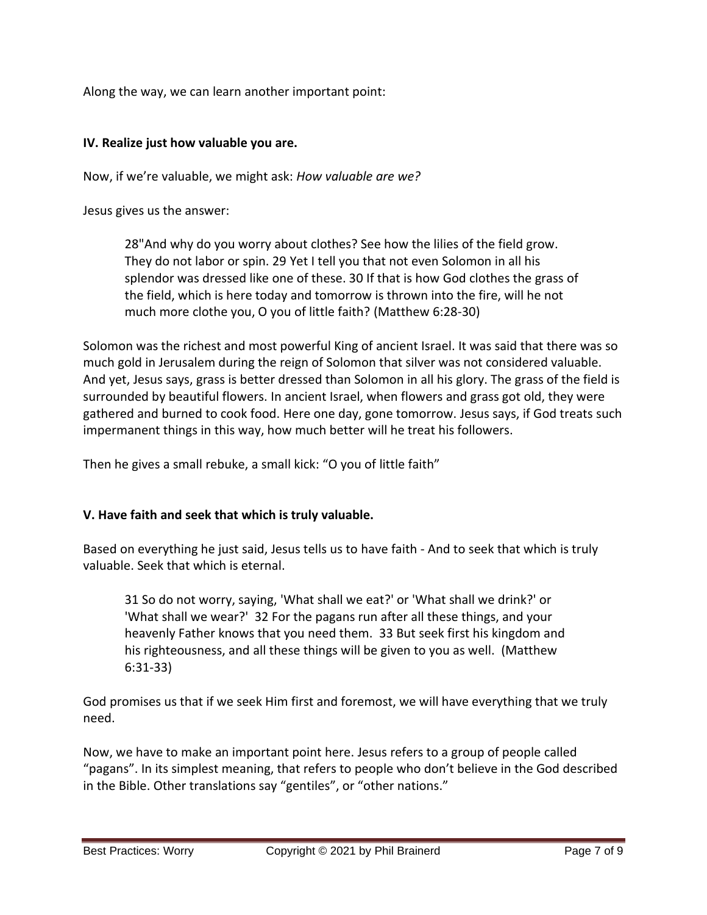Along the way, we can learn another important point:

**IV. Realize just how valuable you are.**

Now, if we're valuable, we might ask: *How valuable are we?*

Jesus gives us the answer:

> 28"And why do you worry about clothes? See how the lilies of the field grow. They do not labor or spin. 29 Yet I tell you that not even Solomon in all his splendor was dressed like one of these. 30 If that is how God clothes the grass of the field, which is here today and tomorrow is thrown into the fire, will he not much more clothe you, O you of little faith? (Matthew 6:28-30)

Solomon was the richest and most powerful King of ancient Israel. It was said that there was so much gold in Jerusalem during the reign of Solomon that silver was not considered valuable. And yet, Jesus says, grass is better dressed than Solomon in all his glory. The grass of the field is surrounded by beautiful flowers. In ancient Israel, when flowers and grass got old, they were gathered and burned to cook food. Here one day, gone tomorrow. Jesus says, if God treats such impermanent things in this way, how much better will he treat his followers.

Then he gives a small rebuke, a small kick: "O you of little faith"

**V. Have faith and seek that which is truly valuable.**

Based on everything he just said, Jesus tells us to have faith - And to seek that which is truly valuable. Seek that which is eternal.

> 31 So do not worry, saying, 'What shall we eat?' or 'What shall we drink?' or 'What shall we wear?' 32 For the pagans run after all these things, and your heavenly Father knows that you need them. 33 But seek first his kingdom and his righteousness, and all these things will be given to you as well. (Matthew 6:31-33)

God promises us that if we seek Him first and foremost, we will have everything that we truly need.

Now, we have to make an important point here. Jesus refers to a group of people called "pagans". In its simplest meaning, that refers to people who don't believe in the God described in the Bible. Other translations say "gentiles", or "other nations."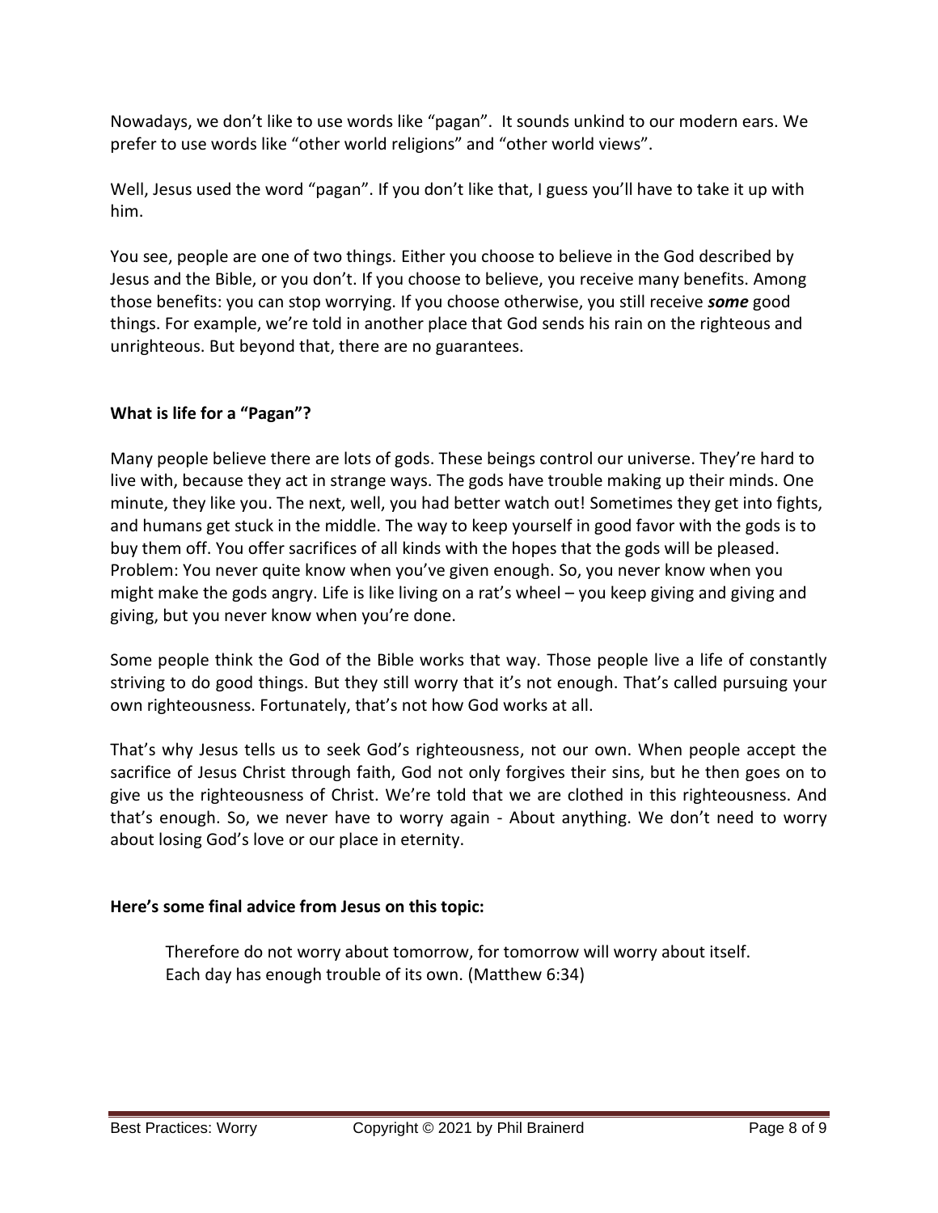Nowadays, we don't like to use words like "pagan". It sounds unkind to our modern ears. We prefer to use words like "other world religions" and "other world views".

Well, Jesus used the word "pagan". If you don't like that, I guess you'll have to take it up with him.

You see, people are one of two things. Either you choose to believe in the God described by Jesus and the Bible, or you don't. If you choose to believe, you receive many benefits. Among those benefits: you can stop worrying. If you choose otherwise, you still receive ***some*** good things. For example, we're told in another place that God sends his rain on the righteous and unrighteous. But beyond that, there are no guarantees.

**What is life for a "Pagan"?**

Many people believe there are lots of gods. These beings control our universe. They're hard to live with, because they act in strange ways. The gods have trouble making up their minds. One minute, they like you. The next, well, you had better watch out! Sometimes they get into fights, and humans get stuck in the middle. The way to keep yourself in good favor with the gods is to buy them off. You offer sacrifices of all kinds with the hopes that the gods will be pleased. Problem: You never quite know when you've given enough. So, you never know when you might make the gods angry. Life is like living on a rat's wheel – you keep giving and giving and giving, but you never know when you're done.

Some people think the God of the Bible works that way. Those people live a life of constantly striving to do good things. But they still worry that it's not enough. That's called pursuing your own righteousness. Fortunately, that's not how God works at all.

That's why Jesus tells us to seek God's righteousness, not our own. When people accept the sacrifice of Jesus Christ through faith, God not only forgives their sins, but he then goes on to give us the righteousness of Christ. We're told that we are clothed in this righteousness. And that's enough. So, we never have to worry again - About anything. We don't need to worry about losing God's love or our place in eternity.

**Here's some final advice from Jesus on this topic:**

> Therefore do not worry about tomorrow, for tomorrow will worry about itself.
> Each day has enough trouble of its own. (Matthew 6:34)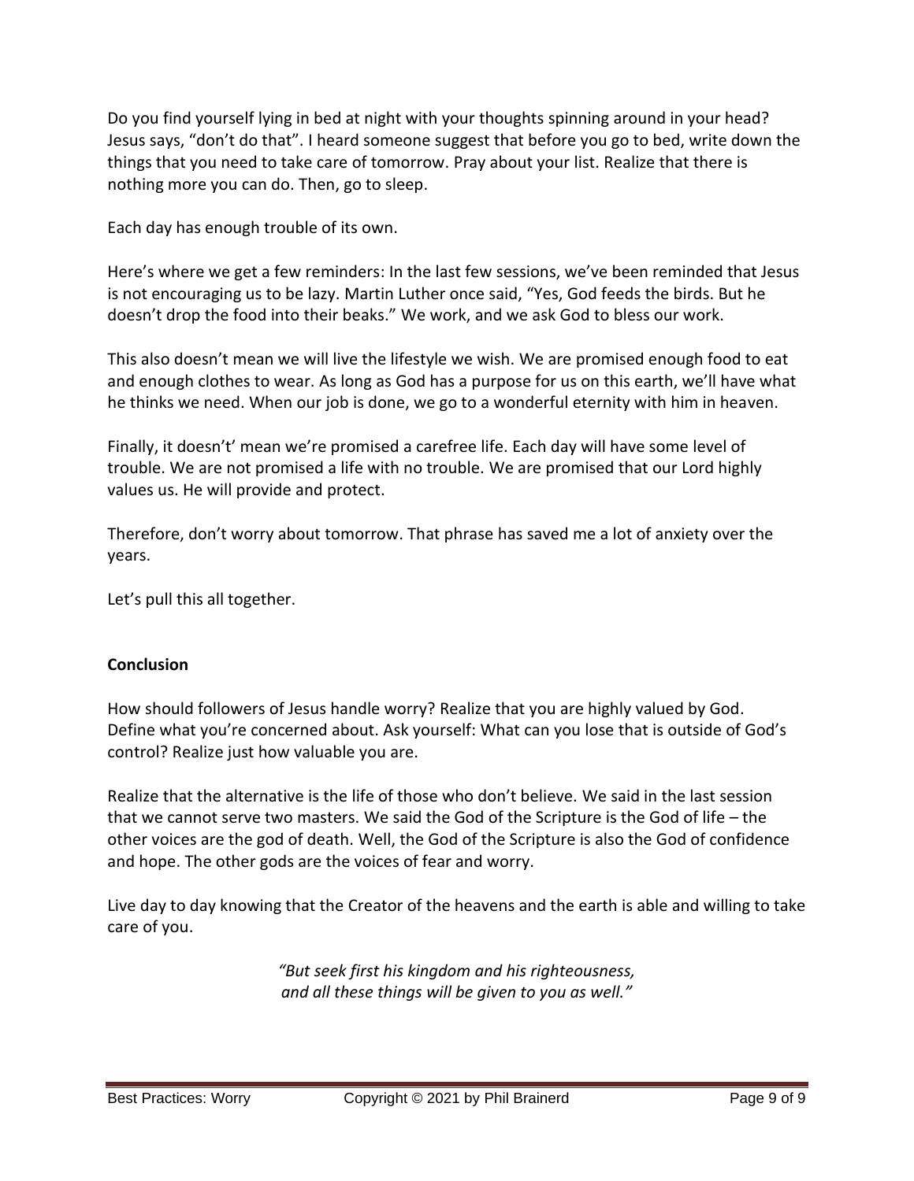Do you find yourself lying in bed at night with your thoughts spinning around in your head? Jesus says, "don't do that". I heard someone suggest that before you go to bed, write down the things that you need to take care of tomorrow. Pray about your list. Realize that there is nothing more you can do. Then, go to sleep.

Each day has enough trouble of its own.

Here's where we get a few reminders: In the last few sessions, we've been reminded that Jesus is not encouraging us to be lazy. Martin Luther once said, "Yes, God feeds the birds. But he doesn't drop the food into their beaks." We work, and we ask God to bless our work.

This also doesn't mean we will live the lifestyle we wish. We are promised enough food to eat and enough clothes to wear. As long as God has a purpose for us on this earth, we'll have what he thinks we need. When our job is done, we go to a wonderful eternity with him in heaven.

Finally, it doesn't' mean we're promised a carefree life. Each day will have some level of trouble. We are not promised a life with no trouble. We are promised that our Lord highly values us. He will provide and protect.

Therefore, don't worry about tomorrow. That phrase has saved me a lot of anxiety over the years.

Let's pull this all together.

**Conclusion**

How should followers of Jesus handle worry? Realize that you are highly valued by God. Define what you're concerned about. Ask yourself: What can you lose that is outside of God's control? Realize just how valuable you are.

Realize that the alternative is the life of those who don't believe. We said in the last session that we cannot serve two masters. We said the God of the Scripture is the God of life – the other voices are the god of death. Well, the God of the Scripture is also the God of confidence and hope. The other gods are the voices of fear and worry.

Live day to day knowing that the Creator of the heavens and the earth is able and willing to take care of you.

*"But seek first his kingdom and his righteousness,*
*and all these things will be given to you as well."*